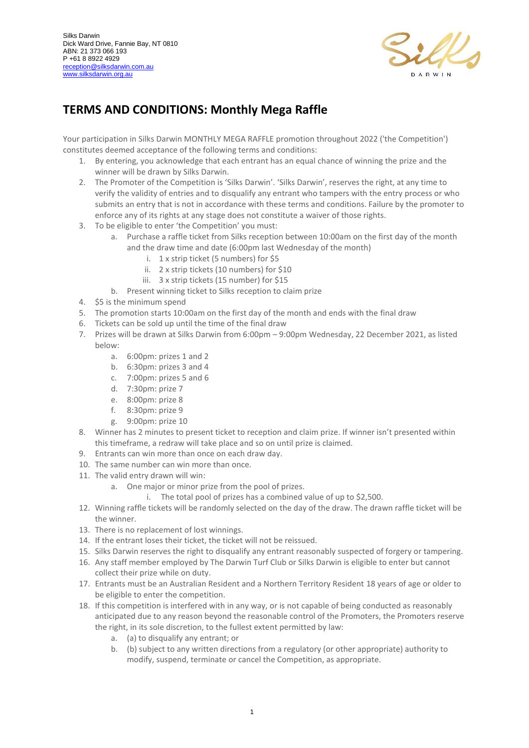Silks Darwin
Dick Ward Drive, Fannie Bay, NT 0810
ABN: 21 373 066 193
P +61 8 8922 4929
reception@silksdarwin.com.au
www.silksdarwin.org.au

# TERMS AND CONDITIONS: Monthly Mega Raffle

Your participation in Silks Darwin MONTHLY MEGA RAFFLE promotion throughout 2022 ('the Competition') constitutes deemed acceptance of the following terms and conditions:

1. By entering, you acknowledge that each entrant has an equal chance of winning the prize and the winner will be drawn by Silks Darwin.
2. The Promoter of the Competition is 'Silks Darwin'. 'Silks Darwin', reserves the right, at any time to verify the validity of entries and to disqualify any entrant who tampers with the entry process or who submits an entry that is not in accordance with these terms and conditions. Failure by the promoter to enforce any of its rights at any stage does not constitute a waiver of those rights.
3. To be eligible to enter 'the Competition' you must:
   a. Purchase a raffle ticket from Silks reception between 10:00am on the first day of the month and the draw time and date (6:00pm last Wednesday of the month)
      i. 1 x strip ticket (5 numbers) for $5
      ii. 2 x strip tickets (10 numbers) for $10
      iii. 3 x strip tickets (15 number) for $15
   b. Present winning ticket to Silks reception to claim prize
4. $5 is the minimum spend
5. The promotion starts 10:00am on the first day of the month and ends with the final draw
6. Tickets can be sold up until the time of the final draw
7. Prizes will be drawn at Silks Darwin from 6:00pm – 9:00pm Wednesday, 22 December 2021, as listed below:
   a. 6:00pm: prizes 1 and 2
   b. 6:30pm: prizes 3 and 4
   c. 7:00pm: prizes 5 and 6
   d. 7:30pm: prize 7
   e. 8:00pm: prize 8
   f. 8:30pm: prize 9
   g. 9:00pm: prize 10
8. Winner has 2 minutes to present ticket to reception and claim prize. If winner isn't presented within this timeframe, a redraw will take place and so on until prize is claimed.
9. Entrants can win more than once on each draw day.
10. The same number can win more than once.
11. The valid entry drawn will win:
    a. One major or minor prize from the pool of prizes.
       i. The total pool of prizes has a combined value of up to $2,500.
12. Winning raffle tickets will be randomly selected on the day of the draw. The drawn raffle ticket will be the winner.
13. There is no replacement of lost winnings.
14. If the entrant loses their ticket, the ticket will not be reissued.
15. Silks Darwin reserves the right to disqualify any entrant reasonably suspected of forgery or tampering.
16. Any staff member employed by The Darwin Turf Club or Silks Darwin is eligible to enter but cannot collect their prize while on duty.
17. Entrants must be an Australian Resident and a Northern Territory Resident 18 years of age or older to be eligible to enter the competition.
18. If this competition is interfered with in any way, or is not capable of being conducted as reasonably anticipated due to any reason beyond the reasonable control of the Promoters, the Promoters reserve the right, in its sole discretion, to the fullest extent permitted by law:
    a. (a) to disqualify any entrant; or
    b. (b) subject to any written directions from a regulatory (or other appropriate) authority to modify, suspend, terminate or cancel the Competition, as appropriate.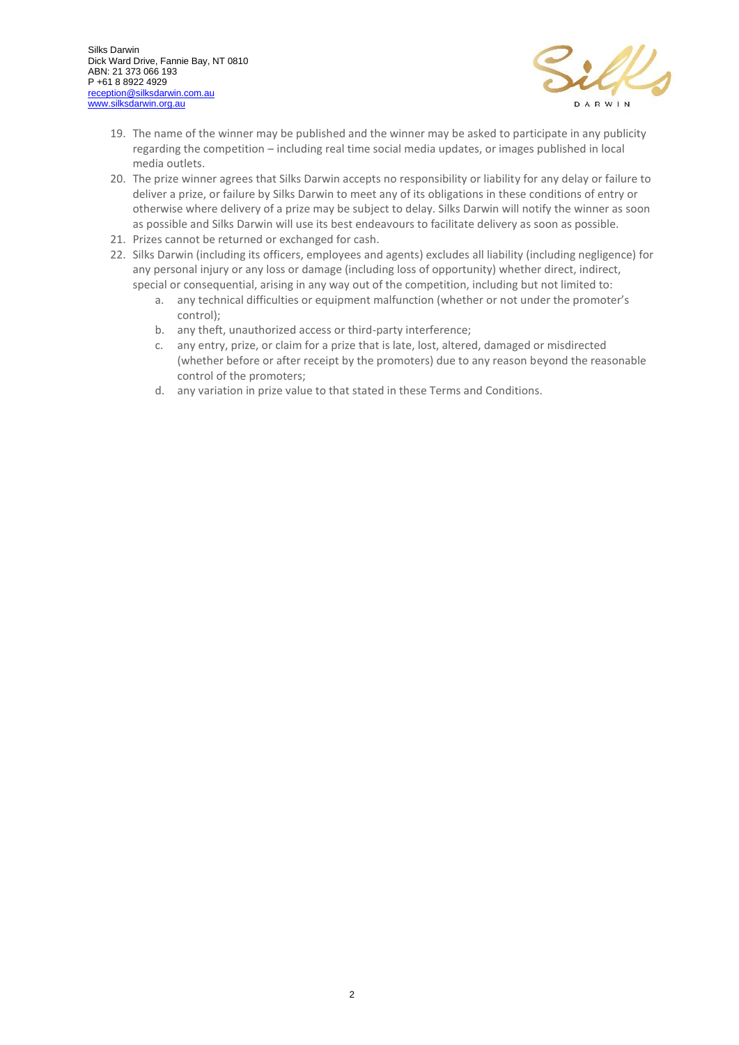Silks Darwin
Dick Ward Drive, Fannie Bay, NT 0810
ABN: 21 373 066 193
P +61 8 8922 4929
reception@silksdarwin.com.au
www.silksdarwin.org.au

19. The name of the winner may be published and the winner may be asked to participate in any publicity regarding the competition – including real time social media updates, or images published in local media outlets.
20. The prize winner agrees that Silks Darwin accepts no responsibility or liability for any delay or failure to deliver a prize, or failure by Silks Darwin to meet any of its obligations in these conditions of entry or otherwise where delivery of a prize may be subject to delay. Silks Darwin will notify the winner as soon as possible and Silks Darwin will use its best endeavours to facilitate delivery as soon as possible.
21. Prizes cannot be returned or exchanged for cash.
22. Silks Darwin (including its officers, employees and agents) excludes all liability (including negligence) for any personal injury or any loss or damage (including loss of opportunity) whether direct, indirect, special or consequential, arising in any way out of the competition, including but not limited to:
    a. any technical difficulties or equipment malfunction (whether or not under the promoter's control);
    b. any theft, unauthorized access or third-party interference;
    c. any entry, prize, or claim for a prize that is late, lost, altered, damaged or misdirected (whether before or after receipt by the promoters) due to any reason beyond the reasonable control of the promoters;
    d. any variation in prize value to that stated in these Terms and Conditions.